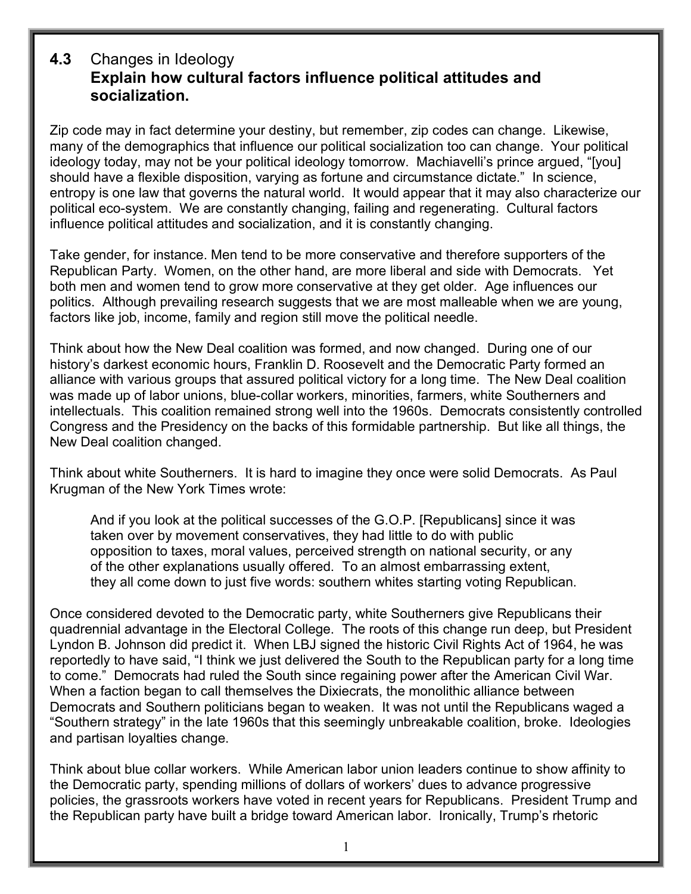## 4.3 Changes in Ideology
**Explain how cultural factors influence political attitudes and socialization.**

Zip code may in fact determine your destiny, but remember, zip codes can change. Likewise, many of the demographics that influence our political socialization too can change. Your political ideology today, may not be your political ideology tomorrow. Machiavelli's prince argued, "[you] should have a flexible disposition, varying as fortune and circumstance dictate." In science, entropy is one law that governs the natural world. It would appear that it may also characterize our political eco-system. We are constantly changing, failing and regenerating. Cultural factors influence political attitudes and socialization, and it is constantly changing.

Take gender, for instance. Men tend to be more conservative and therefore supporters of the Republican Party. Women, on the other hand, are more liberal and side with Democrats. Yet both men and women tend to grow more conservative at they get older. Age influences our politics. Although prevailing research suggests that we are most malleable when we are young, factors like job, income, family and region still move the political needle.

Think about how the New Deal coalition was formed, and now changed. During one of our history's darkest economic hours, Franklin D. Roosevelt and the Democratic Party formed an alliance with various groups that assured political victory for a long time. The New Deal coalition was made up of labor unions, blue-collar workers, minorities, farmers, white Southerners and intellectuals. This coalition remained strong well into the 1960s. Democrats consistently controlled Congress and the Presidency on the backs of this formidable partnership. But like all things, the New Deal coalition changed.

Think about white Southerners. It is hard to imagine they once were solid Democrats. As Paul Krugman of the New York Times wrote:

> And if you look at the political successes of the G.O.P. [Republicans] since it was taken over by movement conservatives, they had little to do with public opposition to taxes, moral values, perceived strength on national security, or any of the other explanations usually offered. To an almost embarrassing extent, they all come down to just five words: southern whites starting voting Republican.

Once considered devoted to the Democratic party, white Southerners give Republicans their quadrennial advantage in the Electoral College. The roots of this change run deep, but President Lyndon B. Johnson did predict it. When LBJ signed the historic Civil Rights Act of 1964, he was reportedly to have said, "I think we just delivered the South to the Republican party for a long time to come." Democrats had ruled the South since regaining power after the American Civil War. When a faction began to call themselves the Dixiecrats, the monolithic alliance between Democrats and Southern politicians began to weaken. It was not until the Republicans waged a "Southern strategy" in the late 1960s that this seemingly unbreakable coalition, broke. Ideologies and partisan loyalties change.

Think about blue collar workers. While American labor union leaders continue to show affinity to the Democratic party, spending millions of dollars of workers' dues to advance progressive policies, the grassroots workers have voted in recent years for Republicans. President Trump and the Republican party have built a bridge toward American labor. Ironically, Trump's rhetoric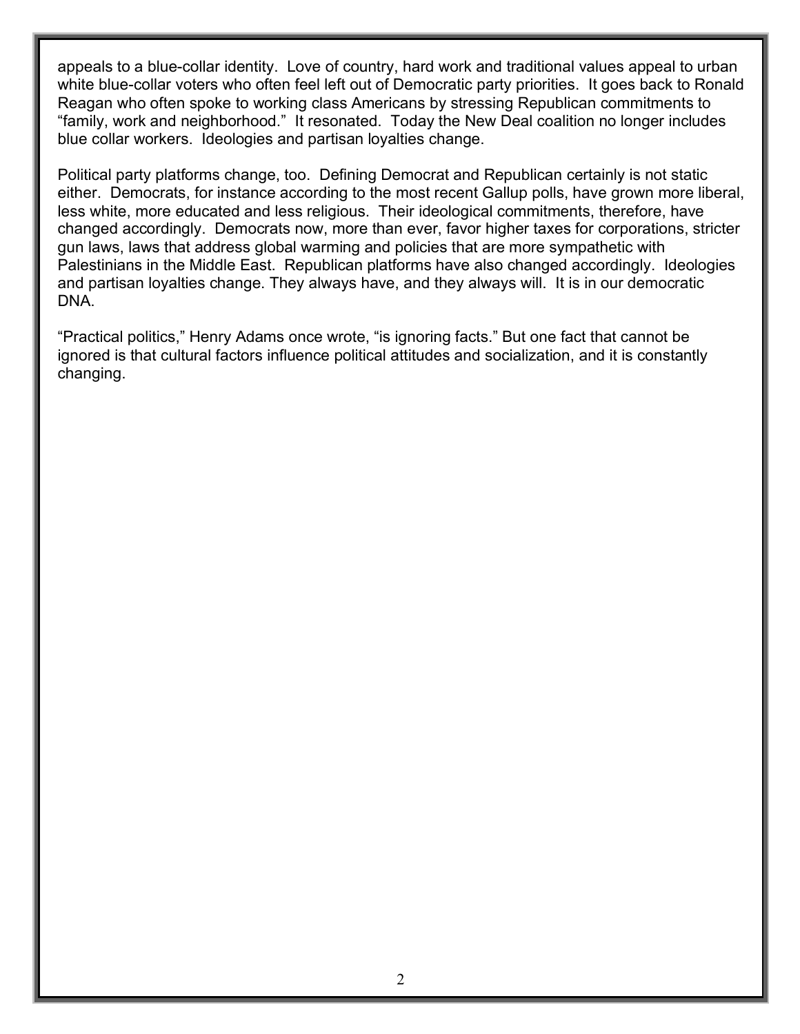appeals to a blue-collar identity. Love of country, hard work and traditional values appeal to urban white blue-collar voters who often feel left out of Democratic party priorities. It goes back to Ronald Reagan who often spoke to working class Americans by stressing Republican commitments to "family, work and neighborhood." It resonated. Today the New Deal coalition no longer includes blue collar workers. Ideologies and partisan loyalties change.

Political party platforms change, too. Defining Democrat and Republican certainly is not static either. Democrats, for instance according to the most recent Gallup polls, have grown more liberal, less white, more educated and less religious. Their ideological commitments, therefore, have changed accordingly. Democrats now, more than ever, favor higher taxes for corporations, stricter gun laws, laws that address global warming and policies that are more sympathetic with Palestinians in the Middle East. Republican platforms have also changed accordingly. Ideologies and partisan loyalties change. They always have, and they always will. It is in our democratic DNA.

"Practical politics," Henry Adams once wrote, "is ignoring facts." But one fact that cannot be ignored is that cultural factors influence political attitudes and socialization, and it is constantly changing.